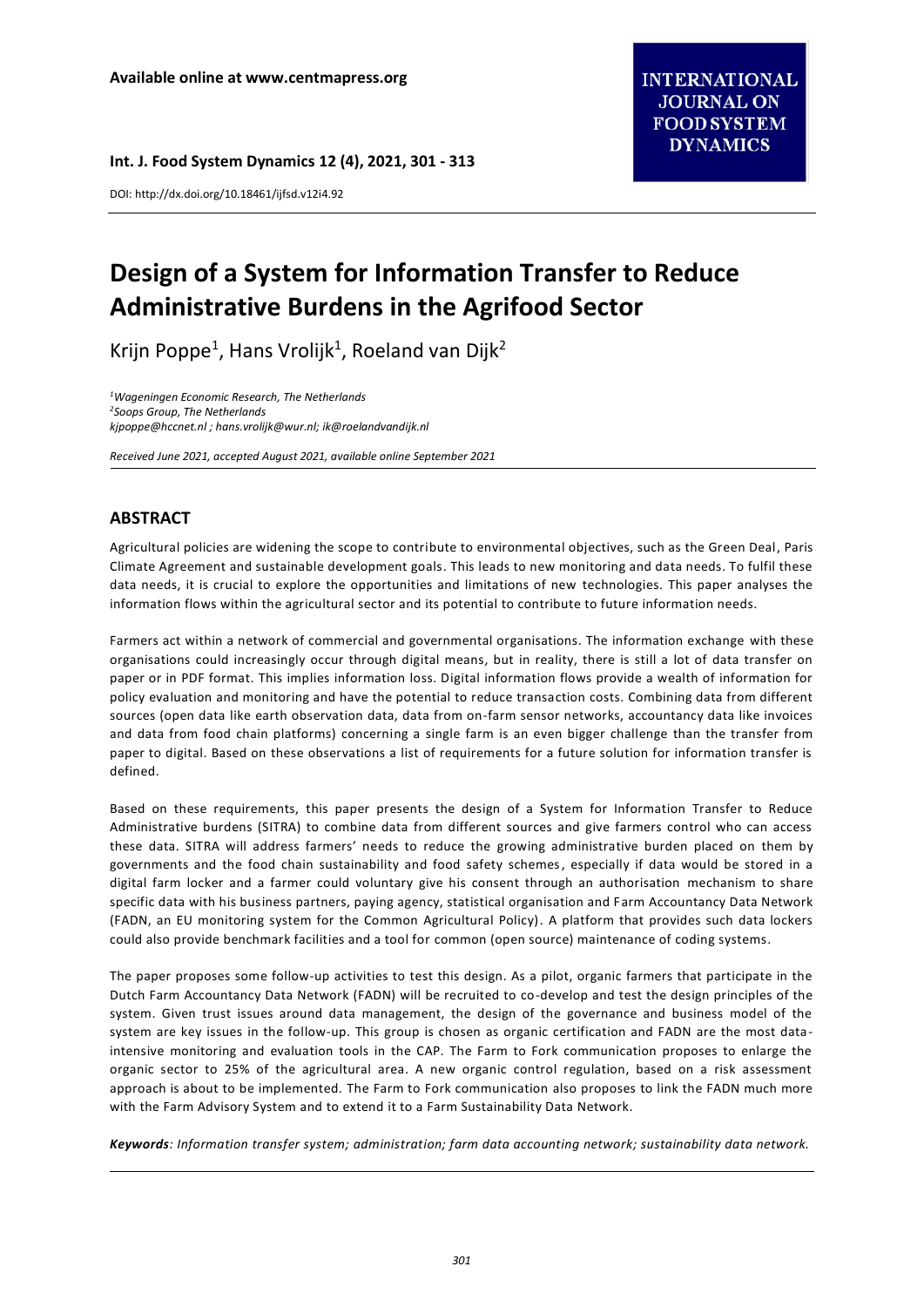Available online at www.centmapress.org

Int. J. Food System Dynamics 12 (4), 2021, 301 - 313

DOI: http://dx.doi.org/10.18461/ijfsd.v12i4.92

# Design of a System for Information Transfer to Reduce Administrative Burdens in the Agrifood Sector

Krijn Poppe[1], Hans Vrolijk[1], Roeland van Dijk[2]

*[1]Wageningen Economic Research, The Netherlands*
*[2]Soops Group, The Netherlands*
*kjpoppe@hccnet.nl ; hans.vrolijk@wur.nl; ik@roelandvandijk.nl*

*Received June 2021, accepted August 2021, available online September 2021*

## ABSTRACT

Agricultural policies are widening the scope to contribute to environmental objectives, such as the Green Deal, Paris Climate Agreement and sustainable development goals. This leads to new monitoring and data needs. To fulfil these data needs, it is crucial to explore the opportunities and limitations of new technologies. This paper analyses the information flows within the agricultural sector and its potential to contribute to future information needs.

Farmers act within a network of commercial and governmental organisations. The information exchange with these organisations could increasingly occur through digital means, but in reality, there is still a lot of data transfer on paper or in PDF format. This implies information loss. Digital information flows provide a wealth of information for policy evaluation and monitoring and have the potential to reduce transaction costs. Combining data from different sources (open data like earth observation data, data from on-farm sensor networks, accountancy data like invoices and data from food chain platforms) concerning a single farm is an even bigger challenge than the transfer from paper to digital. Based on these observations a list of requirements for a future solution for information transfer is defined.

Based on these requirements, this paper presents the design of a System for Information Transfer to Reduce Administrative burdens (SITRA) to combine data from different sources and give farmers control who can access these data. SITRA will address farmers' needs to reduce the growing administrative burden placed on them by governments and the food chain sustainability and food safety schemes, especially if data would be stored in a digital farm locker and a farmer could voluntary give his consent through an authorisation mechanism to share specific data with his business partners, paying agency, statistical organisation and Farm Accountancy Data Network (FADN, an EU monitoring system for the Common Agricultural Policy). A platform that provides such data lockers could also provide benchmark facilities and a tool for common (open source) maintenance of coding systems.

The paper proposes some follow-up activities to test this design. As a pilot, organic farmers that participate in the Dutch Farm Accountancy Data Network (FADN) will be recruited to co-develop and test the design principles of the system. Given trust issues around data management, the design of the governance and business model of the system are key issues in the follow-up. This group is chosen as organic certification and FADN are the most data-intensive monitoring and evaluation tools in the CAP. The Farm to Fork communication proposes to enlarge the organic sector to 25% of the agricultural area. A new organic control regulation, based on a risk assessment approach is about to be implemented. The Farm to Fork communication also proposes to link the FADN much more with the Farm Advisory System and to extend it to a Farm Sustainability Data Network.

***Keywords**: Information transfer system; administration; farm data accounting network; sustainability data network.*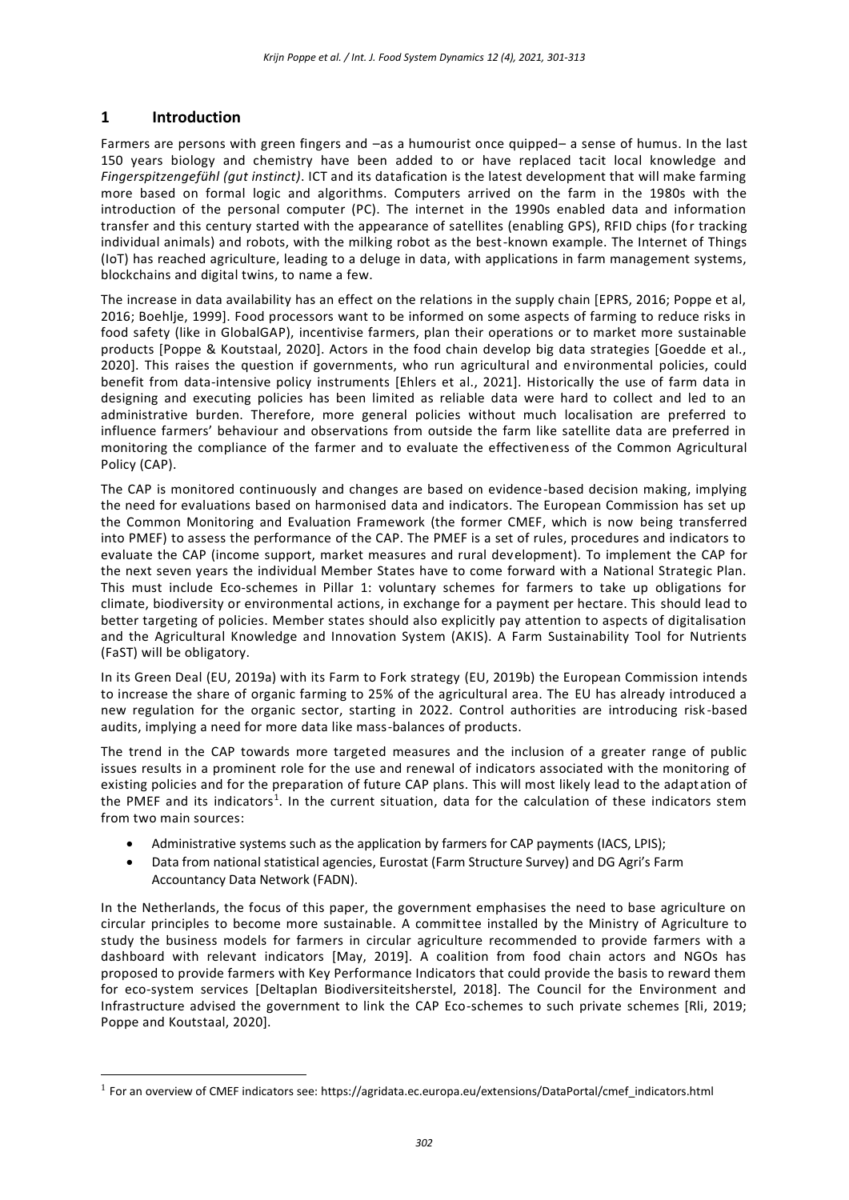## 1 Introduction

Farmers are persons with green fingers and –as a humourist once quipped– a sense of humus. In the last 150 years biology and chemistry have been added to or have replaced tacit local knowledge and *Fingerspitzengefühl (gut instinct)*. ICT and its datafication is the latest development that will make farming more based on formal logic and algorithms. Computers arrived on the farm in the 1980s with the introduction of the personal computer (PC). The internet in the 1990s enabled data and information transfer and this century started with the appearance of satellites (enabling GPS), RFID chips (for tracking individual animals) and robots, with the milking robot as the best-known example. The Internet of Things (IoT) has reached agriculture, leading to a deluge in data, with applications in farm management systems, blockchains and digital twins, to name a few.

The increase in data availability has an effect on the relations in the supply chain [EPRS, 2016; Poppe et al, 2016; Boehlje, 1999]. Food processors want to be informed on some aspects of farming to reduce risks in food safety (like in GlobalGAP), incentivise farmers, plan their operations or to market more sustainable products [Poppe & Koutstaal, 2020]. Actors in the food chain develop big data strategies [Goedde et al., 2020]. This raises the question if governments, who run agricultural and environmental policies, could benefit from data-intensive policy instruments [Ehlers et al., 2021]. Historically the use of farm data in designing and executing policies has been limited as reliable data were hard to collect and led to an administrative burden. Therefore, more general policies without much localisation are preferred to influence farmers' behaviour and observations from outside the farm like satellite data are preferred in monitoring the compliance of the farmer and to evaluate the effectiveness of the Common Agricultural Policy (CAP).

The CAP is monitored continuously and changes are based on evidence-based decision making, implying the need for evaluations based on harmonised data and indicators. The European Commission has set up the Common Monitoring and Evaluation Framework (the former CMEF, which is now being transferred into PMEF) to assess the performance of the CAP. The PMEF is a set of rules, procedures and indicators to evaluate the CAP (income support, market measures and rural development). To implement the CAP for the next seven years the individual Member States have to come forward with a National Strategic Plan. This must include Eco-schemes in Pillar 1: voluntary schemes for farmers to take up obligations for climate, biodiversity or environmental actions, in exchange for a payment per hectare. This should lead to better targeting of policies. Member states should also explicitly pay attention to aspects of digitalisation and the Agricultural Knowledge and Innovation System (AKIS). A Farm Sustainability Tool for Nutrients (FaST) will be obligatory.

In its Green Deal (EU, 2019a) with its Farm to Fork strategy (EU, 2019b) the European Commission intends to increase the share of organic farming to 25% of the agricultural area. The EU has already introduced a new regulation for the organic sector, starting in 2022. Control authorities are introducing risk-based audits, implying a need for more data like mass-balances of products.

The trend in the CAP towards more targeted measures and the inclusion of a greater range of public issues results in a prominent role for the use and renewal of indicators associated with the monitoring of existing policies and for the preparation of future CAP plans. This will most likely lead to the adaptation of the PMEF and its indicators[1]. In the current situation, data for the calculation of these indicators stem from two main sources:

- Administrative systems such as the application by farmers for CAP payments (IACS, LPIS);
- Data from national statistical agencies, Eurostat (Farm Structure Survey) and DG Agri's Farm Accountancy Data Network (FADN).

In the Netherlands, the focus of this paper, the government emphasises the need to base agriculture on circular principles to become more sustainable. A committee installed by the Ministry of Agriculture to study the business models for farmers in circular agriculture recommended to provide farmers with a dashboard with relevant indicators [May, 2019]. A coalition from food chain actors and NGOs has proposed to provide farmers with Key Performance Indicators that could provide the basis to reward them for eco-system services [Deltaplan Biodiversiteitsherstel, 2018]. The Council for the Environment and Infrastructure advised the government to link the CAP Eco-schemes to such private schemes [Rli, 2019; Poppe and Koutstaal, 2020].

[1] For an overview of CMEF indicators see: https://agridata.ec.europa.eu/extensions/DataPortal/cmef_indicators.html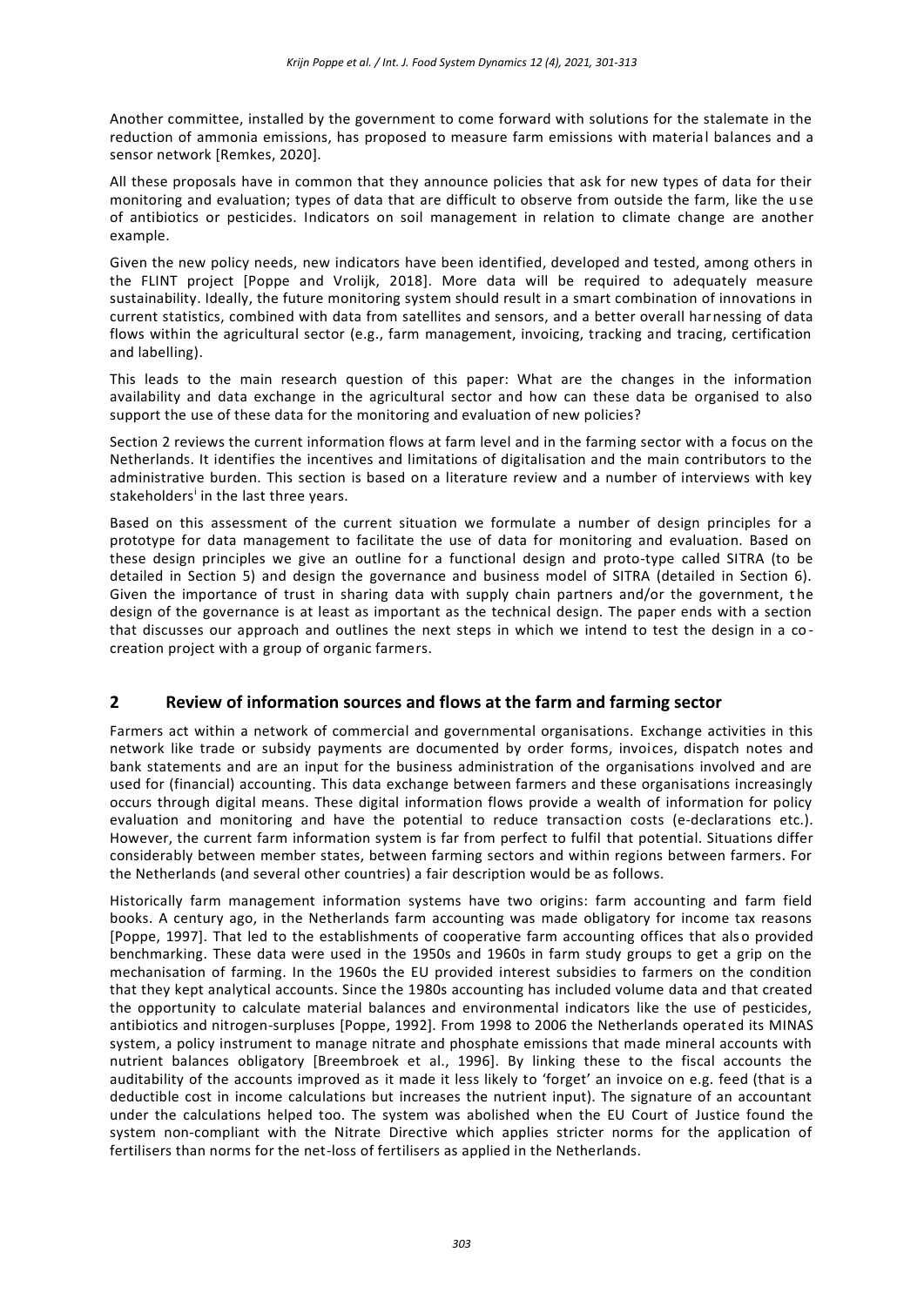Another committee, installed by the government to come forward with solutions for the stalemate in the reduction of ammonia emissions, has proposed to measure farm emissions with material balances and a sensor network [Remkes, 2020].

All these proposals have in common that they announce policies that ask for new types of data for their monitoring and evaluation; types of data that are difficult to observe from outside the farm, like the use of antibiotics or pesticides. Indicators on soil management in relation to climate change are another example.

Given the new policy needs, new indicators have been identified, developed and tested, among others in the FLINT project [Poppe and Vrolijk, 2018]. More data will be required to adequately measure sustainability. Ideally, the future monitoring system should result in a smart combination of innovations in current statistics, combined with data from satellites and sensors, and a better overall harnessing of data flows within the agricultural sector (e.g., farm management, invoicing, tracking and tracing, certification and labelling).

This leads to the main research question of this paper: What are the changes in the information availability and data exchange in the agricultural sector and how can these data be organised to also support the use of these data for the monitoring and evaluation of new policies?

Section 2 reviews the current information flows at farm level and in the farming sector with a focus on the Netherlands. It identifies the incentives and limitations of digitalisation and the main contributors to the administrative burden. This section is based on a literature review and a number of interviews with key stakeholders[i] in the last three years.

Based on this assessment of the current situation we formulate a number of design principles for a prototype for data management to facilitate the use of data for monitoring and evaluation. Based on these design principles we give an outline for a functional design and proto-type called SITRA (to be detailed in Section 5) and design the governance and business model of SITRA (detailed in Section 6). Given the importance of trust in sharing data with supply chain partners and/or the government, the design of the governance is at least as important as the technical design. The paper ends with a section that discusses our approach and outlines the next steps in which we intend to test the design in a co-creation project with a group of organic farmers.

## 2 Review of information sources and flows at the farm and farming sector

Farmers act within a network of commercial and governmental organisations. Exchange activities in this network like trade or subsidy payments are documented by order forms, invoices, dispatch notes and bank statements and are an input for the business administration of the organisations involved and are used for (financial) accounting. This data exchange between farmers and these organisations increasingly occurs through digital means. These digital information flows provide a wealth of information for policy evaluation and monitoring and have the potential to reduce transaction costs (e-declarations etc.). However, the current farm information system is far from perfect to fulfil that potential. Situations differ considerably between member states, between farming sectors and within regions between farmers. For the Netherlands (and several other countries) a fair description would be as follows.

Historically farm management information systems have two origins: farm accounting and farm field books. A century ago, in the Netherlands farm accounting was made obligatory for income tax reasons [Poppe, 1997]. That led to the establishments of cooperative farm accounting offices that also provided benchmarking. These data were used in the 1950s and 1960s in farm study groups to get a grip on the mechanisation of farming. In the 1960s the EU provided interest subsidies to farmers on the condition that they kept analytical accounts. Since the 1980s accounting has included volume data and that created the opportunity to calculate material balances and environmental indicators like the use of pesticides, antibiotics and nitrogen-surpluses [Poppe, 1992]. From 1998 to 2006 the Netherlands operated its MINAS system, a policy instrument to manage nitrate and phosphate emissions that made mineral accounts with nutrient balances obligatory [Breembroek et al., 1996]. By linking these to the fiscal accounts the auditability of the accounts improved as it made it less likely to 'forget' an invoice on e.g. feed (that is a deductible cost in income calculations but increases the nutrient input). The signature of an accountant under the calculations helped too. The system was abolished when the EU Court of Justice found the system non-compliant with the Nitrate Directive which applies stricter norms for the application of fertilisers than norms for the net-loss of fertilisers as applied in the Netherlands.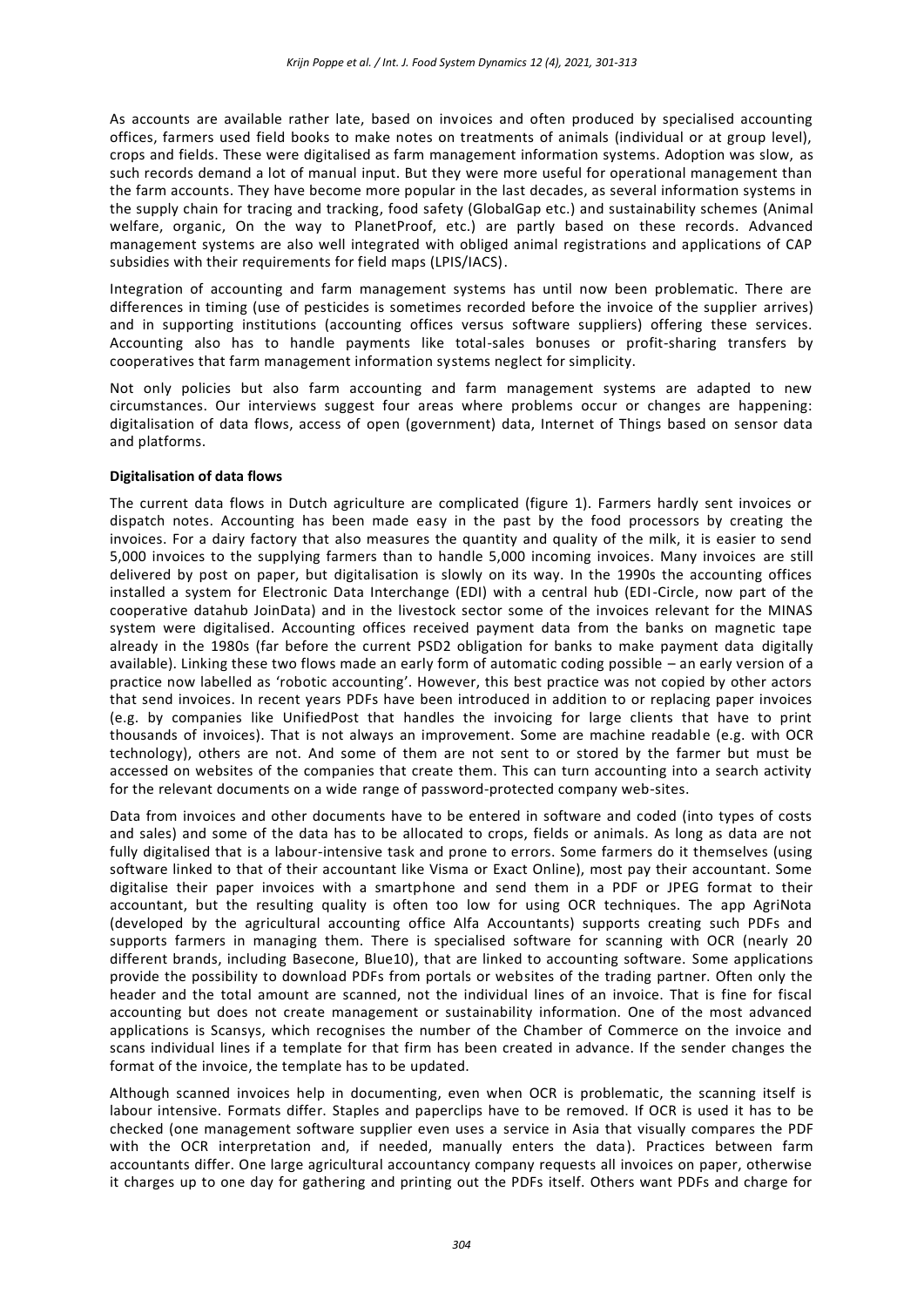As accounts are available rather late, based on invoices and often produced by specialised accounting offices, farmers used field books to make notes on treatments of animals (individual or at group level), crops and fields. These were digitalised as farm management information systems. Adoption was slow, as such records demand a lot of manual input. But they were more useful for operational management than the farm accounts. They have become more popular in the last decades, as several information systems in the supply chain for tracing and tracking, food safety (GlobalGap etc.) and sustainability schemes (Animal welfare, organic, On the way to PlanetProof, etc.) are partly based on these records. Advanced management systems are also well integrated with obliged animal registrations and applications of CAP subsidies with their requirements for field maps (LPIS/IACS).

Integration of accounting and farm management systems has until now been problematic. There are differences in timing (use of pesticides is sometimes recorded before the invoice of the supplier arrives) and in supporting institutions (accounting offices versus software suppliers) offering these services. Accounting also has to handle payments like total-sales bonuses or profit-sharing transfers by cooperatives that farm management information systems neglect for simplicity.

Not only policies but also farm accounting and farm management systems are adapted to new circumstances. Our interviews suggest four areas where problems occur or changes are happening: digitalisation of data flows, access of open (government) data, Internet of Things based on sensor data and platforms.

**Digitalisation of data flows**

The current data flows in Dutch agriculture are complicated (figure 1). Farmers hardly sent invoices or dispatch notes. Accounting has been made easy in the past by the food processors by creating the invoices. For a dairy factory that also measures the quantity and quality of the milk, it is easier to send 5,000 invoices to the supplying farmers than to handle 5,000 incoming invoices. Many invoices are still delivered by post on paper, but digitalisation is slowly on its way. In the 1990s the accounting offices installed a system for Electronic Data Interchange (EDI) with a central hub (EDI-Circle, now part of the cooperative datahub JoinData) and in the livestock sector some of the invoices relevant for the MINAS system were digitalised. Accounting offices received payment data from the banks on magnetic tape already in the 1980s (far before the current PSD2 obligation for banks to make payment data digitally available). Linking these two flows made an early form of automatic coding possible – an early version of a practice now labelled as 'robotic accounting'. However, this best practice was not copied by other actors that send invoices. In recent years PDFs have been introduced in addition to or replacing paper invoices (e.g. by companies like UnifiedPost that handles the invoicing for large clients that have to print thousands of invoices). That is not always an improvement. Some are machine readable (e.g. with OCR technology), others are not. And some of them are not sent to or stored by the farmer but must be accessed on websites of the companies that create them. This can turn accounting into a search activity for the relevant documents on a wide range of password-protected company web-sites.

Data from invoices and other documents have to be entered in software and coded (into types of costs and sales) and some of the data has to be allocated to crops, fields or animals. As long as data are not fully digitalised that is a labour-intensive task and prone to errors. Some farmers do it themselves (using software linked to that of their accountant like Visma or Exact Online), most pay their accountant. Some digitalise their paper invoices with a smartphone and send them in a PDF or JPEG format to their accountant, but the resulting quality is often too low for using OCR techniques. The app AgriNota (developed by the agricultural accounting office Alfa Accountants) supports creating such PDFs and supports farmers in managing them. There is specialised software for scanning with OCR (nearly 20 different brands, including Basecone, Blue10), that are linked to accounting software. Some applications provide the possibility to download PDFs from portals or websites of the trading partner. Often only the header and the total amount are scanned, not the individual lines of an invoice. That is fine for fiscal accounting but does not create management or sustainability information. One of the most advanced applications is Scansys, which recognises the number of the Chamber of Commerce on the invoice and scans individual lines if a template for that firm has been created in advance. If the sender changes the format of the invoice, the template has to be updated.

Although scanned invoices help in documenting, even when OCR is problematic, the scanning itself is labour intensive. Formats differ. Staples and paperclips have to be removed. If OCR is used it has to be checked (one management software supplier even uses a service in Asia that visually compares the PDF with the OCR interpretation and, if needed, manually enters the data). Practices between farm accountants differ. One large agricultural accountancy company requests all invoices on paper, otherwise it charges up to one day for gathering and printing out the PDFs itself. Others want PDFs and charge for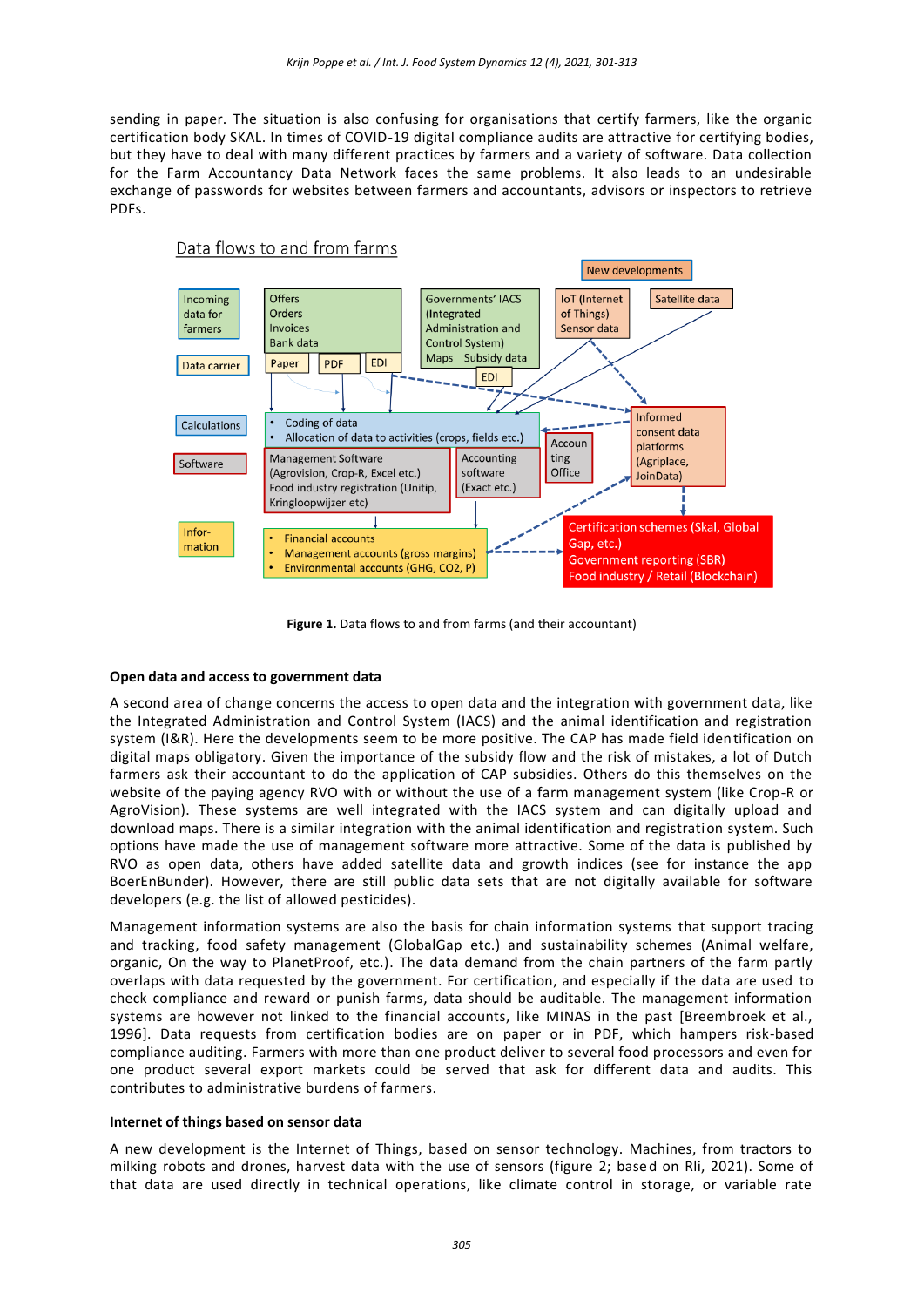sending in paper. The situation is also confusing for organisations that certify farmers, like the organic certification body SKAL. In times of COVID-19 digital compliance audits are attractive for certifying bodies, but they have to deal with many different practices by farmers and a variety of software. Data collection for the Farm Accountancy Data Network faces the same problems. It also leads to an undesirable exchange of passwords for websites between farmers and accountants, advisors or inspectors to retrieve PDFs.

**Figure 1.** Data flows to and from farms (and their accountant)

### Open data and access to government data

A second area of change concerns the access to open data and the integration with government data, like the Integrated Administration and Control System (IACS) and the animal identification and registration system (I&R). Here the developments seem to be more positive. The CAP has made field identification on digital maps obligatory. Given the importance of the subsidy flow and the risk of mistakes, a lot of Dutch farmers ask their accountant to do the application of CAP subsidies. Others do this themselves on the website of the paying agency RVO with or without the use of a farm management system (like Crop-R or AgroVision). These systems are well integrated with the IACS system and can digitally upload and download maps. There is a similar integration with the animal identification and registration system. Such options have made the use of management software more attractive. Some of the data is published by RVO as open data, others have added satellite data and growth indices (see for instance the app BoerEnBunder). However, there are still public data sets that are not digitally available for software developers (e.g. the list of allowed pesticides).

Management information systems are also the basis for chain information systems that support tracing and tracking, food safety management (GlobalGap etc.) and sustainability schemes (Animal welfare, organic, On the way to PlanetProof, etc.). The data demand from the chain partners of the farm partly overlaps with data requested by the government. For certification, and especially if the data are used to check compliance and reward or punish farms, data should be auditable. The management information systems are however not linked to the financial accounts, like MINAS in the past [Breembroek et al., 1996]. Data requests from certification bodies are on paper or in PDF, which hampers risk-based compliance auditing. Farmers with more than one product deliver to several food processors and even for one product several export markets could be served that ask for different data and audits. This contributes to administrative burdens of farmers.

### Internet of things based on sensor data

A new development is the Internet of Things, based on sensor technology. Machines, from tractors to milking robots and drones, harvest data with the use of sensors (figure 2; based on Rli, 2021). Some of that data are used directly in technical operations, like climate control in storage, or variable rate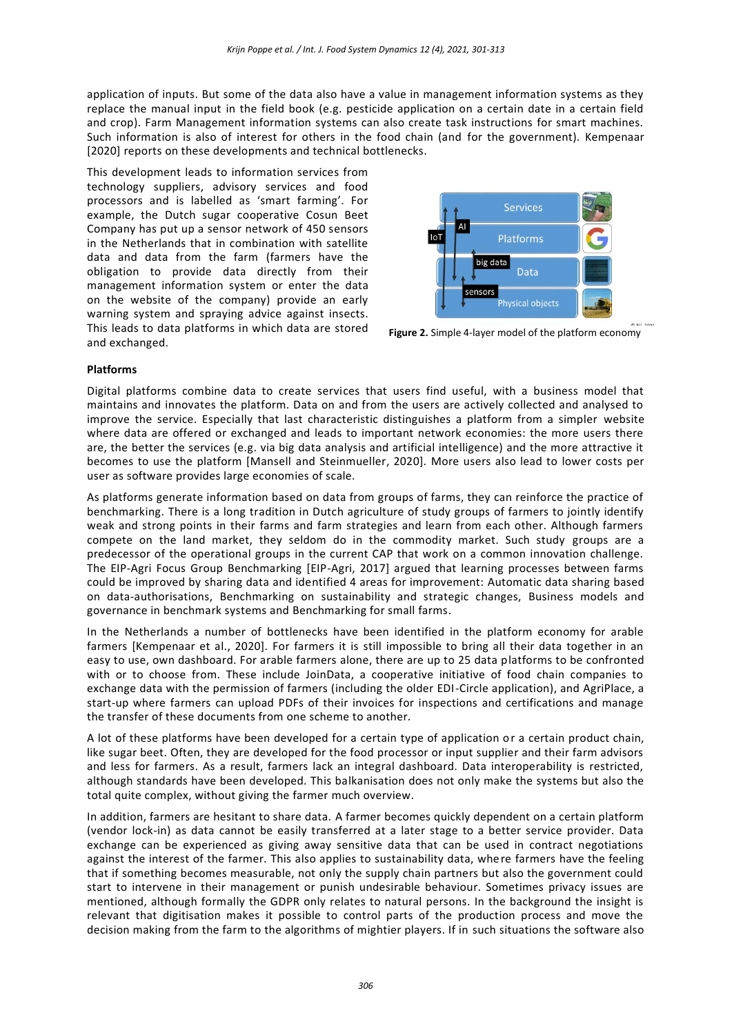application of inputs. But some of the data also have a value in management information systems as they replace the manual input in the field book (e.g. pesticide application on a certain date in a certain field and crop). Farm Management information systems can also create task instructions for smart machines. Such information is also of interest for others in the food chain (and for the government). Kempenaar [2020] reports on these developments and technical bottlenecks.

This development leads to information services from technology suppliers, advisory services and food processors and is labelled as 'smart farming'. For example, the Dutch sugar cooperative Cosun Beet Company has put up a sensor network of 450 sensors in the Netherlands that in combination with satellite data and data from the farm (farmers have the obligation to provide data directly from their management information system or enter the data on the website of the company) provide an early warning system and spraying advice against insects. This leads to data platforms in which data are stored and exchanged.

**Figure 2.** Simple 4-layer model of the platform economy

### Platforms

Digital platforms combine data to create services that users find useful, with a business model that maintains and innovates the platform. Data on and from the users are actively collected and analysed to improve the service. Especially that last characteristic distinguishes a platform from a simpler website where data are offered or exchanged and leads to important network economies: the more users there are, the better the services (e.g. via big data analysis and artificial intelligence) and the more attractive it becomes to use the platform [Mansell and Steinmueller, 2020]. More users also lead to lower costs per user as software provides large economies of scale.

As platforms generate information based on data from groups of farms, they can reinforce the practice of benchmarking. There is a long tradition in Dutch agriculture of study groups of farmers to jointly identify weak and strong points in their farms and farm strategies and learn from each other. Although farmers compete on the land market, they seldom do in the commodity market. Such study groups are a predecessor of the operational groups in the current CAP that work on a common innovation challenge. The EIP-Agri Focus Group Benchmarking [EIP-Agri, 2017] argued that learning processes between farms could be improved by sharing data and identified 4 areas for improvement: Automatic data sharing based on data-authorisations, Benchmarking on sustainability and strategic changes, Business models and governance in benchmark systems and Benchmarking for small farms.

In the Netherlands a number of bottlenecks have been identified in the platform economy for arable farmers [Kempenaar et al., 2020]. For farmers it is still impossible to bring all their data together in an easy to use, own dashboard. For arable farmers alone, there are up to 25 data platforms to be confronted with or to choose from. These include JoinData, a cooperative initiative of food chain companies to exchange data with the permission of farmers (including the older EDI-Circle application), and AgriPlace, a start-up where farmers can upload PDFs of their invoices for inspections and certifications and manage the transfer of these documents from one scheme to another.

A lot of these platforms have been developed for a certain type of application or a certain product chain, like sugar beet. Often, they are developed for the food processor or input supplier and their farm advisors and less for farmers. As a result, farmers lack an integral dashboard. Data interoperability is restricted, although standards have been developed. This balkanisation does not only make the systems but also the total quite complex, without giving the farmer much overview.

In addition, farmers are hesitant to share data. A farmer becomes quickly dependent on a certain platform (vendor lock-in) as data cannot be easily transferred at a later stage to a better service provider. Data exchange can be experienced as giving away sensitive data that can be used in contract negotiations against the interest of the farmer. This also applies to sustainability data, where farmers have the feeling that if something becomes measurable, not only the supply chain partners but also the government could start to intervene in their management or punish undesirable behaviour. Sometimes privacy issues are mentioned, although formally the GDPR only relates to natural persons. In the background the insight is relevant that digitisation makes it possible to control parts of the production process and move the decision making from the farm to the algorithms of mightier players. If in such situations the software also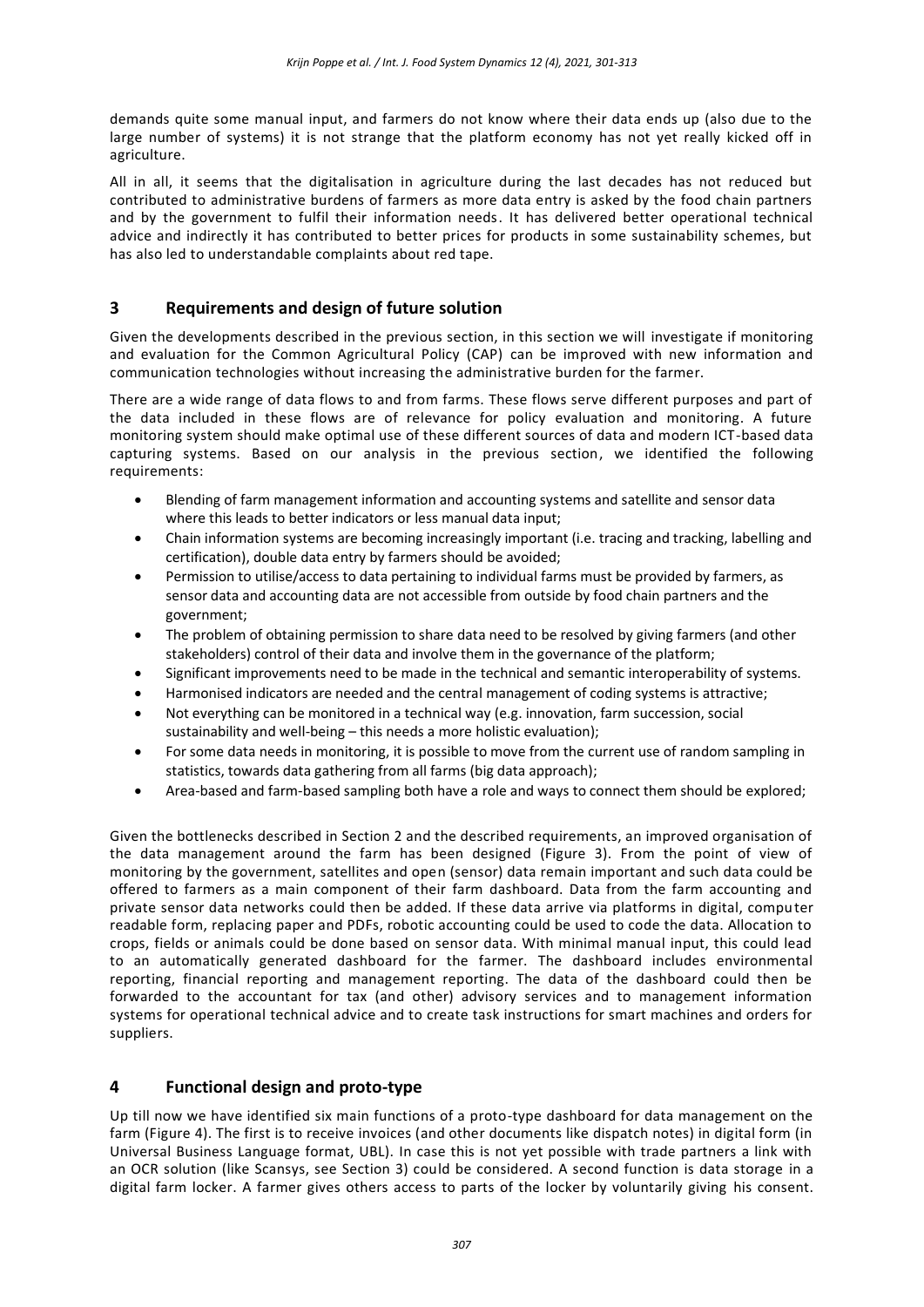demands quite some manual input, and farmers do not know where their data ends up (also due to the large number of systems) it is not strange that the platform economy has not yet really kicked off in agriculture.

All in all, it seems that the digitalisation in agriculture during the last decades has not reduced but contributed to administrative burdens of farmers as more data entry is asked by the food chain partners and by the government to fulfil their information needs. It has delivered better operational technical advice and indirectly it has contributed to better prices for products in some sustainability schemes, but has also led to understandable complaints about red tape.

## 3 Requirements and design of future solution

Given the developments described in the previous section, in this section we will investigate if monitoring and evaluation for the Common Agricultural Policy (CAP) can be improved with new information and communication technologies without increasing the administrative burden for the farmer.

There are a wide range of data flows to and from farms. These flows serve different purposes and part of the data included in these flows are of relevance for policy evaluation and monitoring. A future monitoring system should make optimal use of these different sources of data and modern ICT-based data capturing systems. Based on our analysis in the previous section, we identified the following requirements:

- Blending of farm management information and accounting systems and satellite and sensor data where this leads to better indicators or less manual data input;
- Chain information systems are becoming increasingly important (i.e. tracing and tracking, labelling and certification), double data entry by farmers should be avoided;
- Permission to utilise/access to data pertaining to individual farms must be provided by farmers, as sensor data and accounting data are not accessible from outside by food chain partners and the government;
- The problem of obtaining permission to share data need to be resolved by giving farmers (and other stakeholders) control of their data and involve them in the governance of the platform;
- Significant improvements need to be made in the technical and semantic interoperability of systems.
- Harmonised indicators are needed and the central management of coding systems is attractive;
- Not everything can be monitored in a technical way (e.g. innovation, farm succession, social sustainability and well-being – this needs a more holistic evaluation);
- For some data needs in monitoring, it is possible to move from the current use of random sampling in statistics, towards data gathering from all farms (big data approach);
- Area-based and farm-based sampling both have a role and ways to connect them should be explored;

Given the bottlenecks described in Section 2 and the described requirements, an improved organisation of the data management around the farm has been designed (Figure 3). From the point of view of monitoring by the government, satellites and open (sensor) data remain important and such data could be offered to farmers as a main component of their farm dashboard. Data from the farm accounting and private sensor data networks could then be added. If these data arrive via platforms in digital, computer readable form, replacing paper and PDFs, robotic accounting could be used to code the data. Allocation to crops, fields or animals could be done based on sensor data. With minimal manual input, this could lead to an automatically generated dashboard for the farmer. The dashboard includes environmental reporting, financial reporting and management reporting. The data of the dashboard could then be forwarded to the accountant for tax (and other) advisory services and to management information systems for operational technical advice and to create task instructions for smart machines and orders for suppliers.

## 4 Functional design and proto-type

Up till now we have identified six main functions of a proto-type dashboard for data management on the farm (Figure 4). The first is to receive invoices (and other documents like dispatch notes) in digital form (in Universal Business Language format, UBL). In case this is not yet possible with trade partners a link with an OCR solution (like Scansys, see Section 3) could be considered. A second function is data storage in a digital farm locker. A farmer gives others access to parts of the locker by voluntarily giving his consent.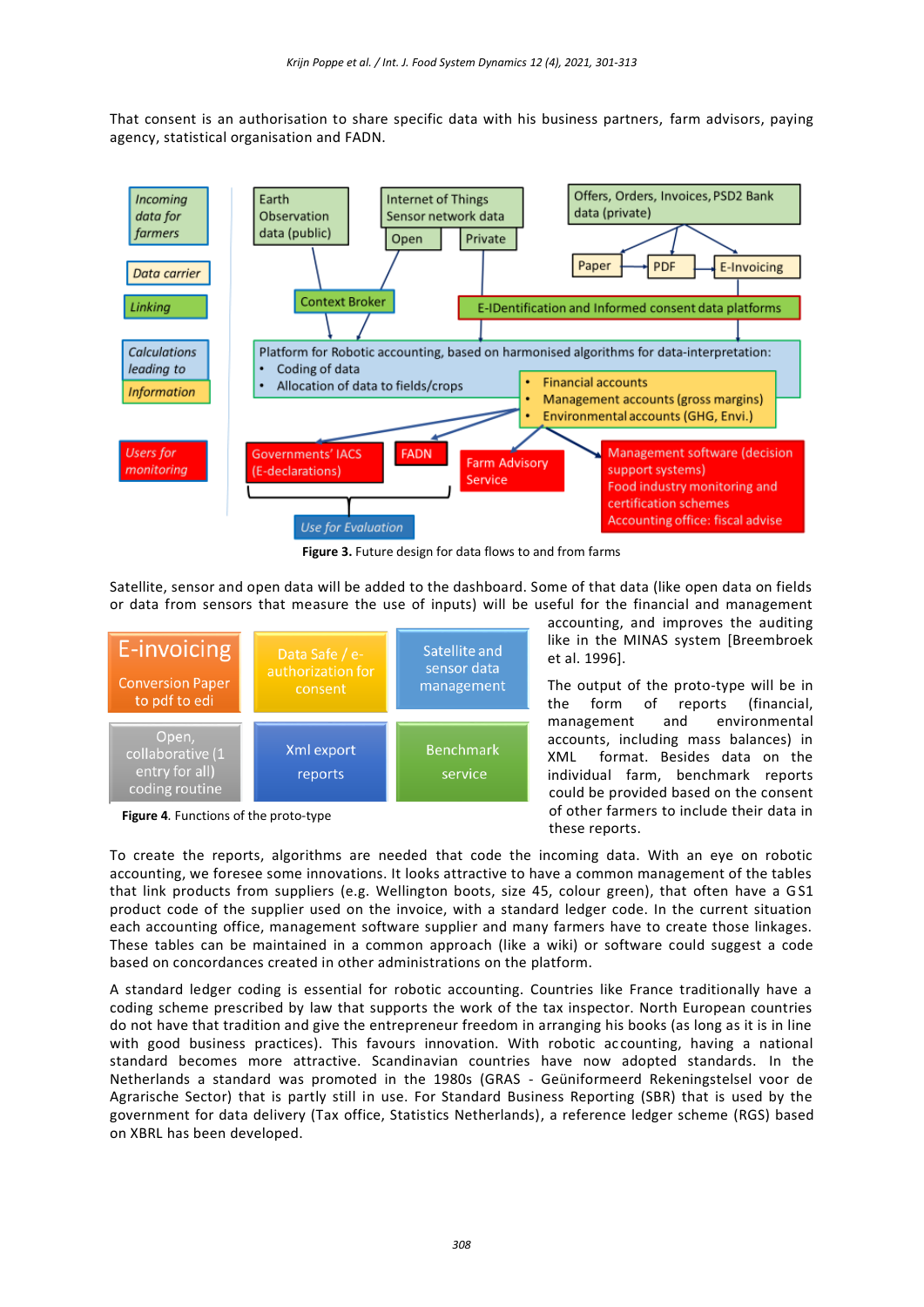That consent is an authorisation to share specific data with his business partners, farm advisors, paying agency, statistical organisation and FADN.

**Figure 3.** Future design for data flows to and from farms

Satellite, sensor and open data will be added to the dashboard. Some of that data (like open data on fields or data from sensors that measure the use of inputs) will be useful for the financial and management accounting, and improves the auditing like in the MINAS system [Breembroek et al. 1996].

The output of the proto-type will be in the form of reports (financial, management and environmental accounts, including mass balances) in XML format. Besides data on the individual farm, benchmark reports could be provided based on the consent of other farmers to include their data in these reports.

**Figure 4.** Functions of the proto-type

To create the reports, algorithms are needed that code the incoming data. With an eye on robotic accounting, we foresee some innovations. It looks attractive to have a common management of the tables that link products from suppliers (e.g. Wellington boots, size 45, colour green), that often have a GS1 product code of the supplier used on the invoice, with a standard ledger code. In the current situation each accounting office, management software supplier and many farmers have to create those linkages. These tables can be maintained in a common approach (like a wiki) or software could suggest a code based on concordances created in other administrations on the platform.

A standard ledger coding is essential for robotic accounting. Countries like France traditionally have a coding scheme prescribed by law that supports the work of the tax inspector. North European countries do not have that tradition and give the entrepreneur freedom in arranging his books (as long as it is in line with good business practices). This favours innovation. With robotic accounting, having a national standard becomes more attractive. Scandinavian countries have now adopted standards. In the Netherlands a standard was promoted in the 1980s (GRAS - Geüniformeerd Rekeningstelsel voor de Agrarische Sector) that is partly still in use. For Standard Business Reporting (SBR) that is used by the government for data delivery (Tax office, Statistics Netherlands), a reference ledger scheme (RGS) based on XBRL has been developed.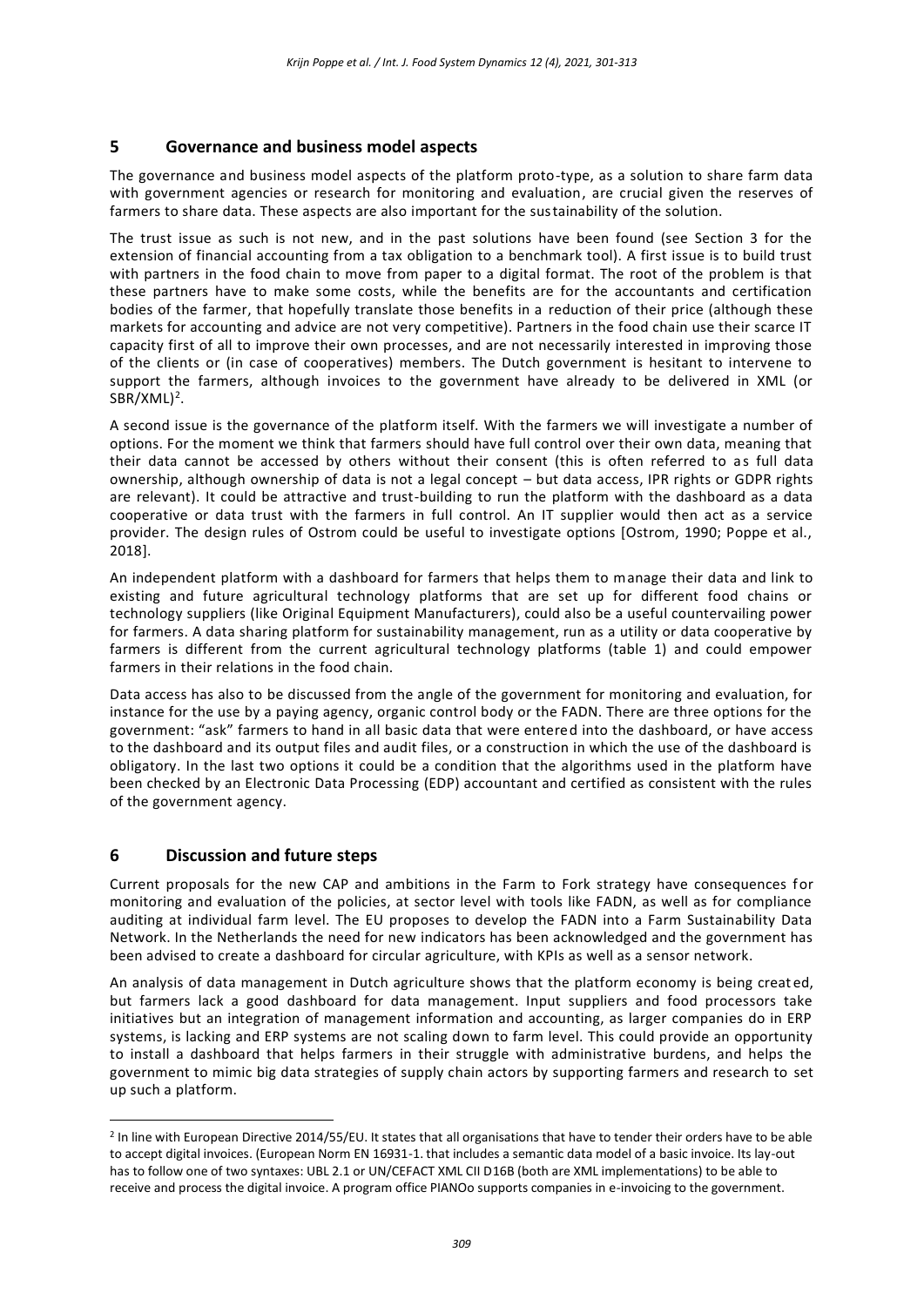## 5 Governance and business model aspects

The governance and business model aspects of the platform proto-type, as a solution to share farm data with government agencies or research for monitoring and evaluation, are crucial given the reserves of farmers to share data. These aspects are also important for the sustainability of the solution.

The trust issue as such is not new, and in the past solutions have been found (see Section 3 for the extension of financial accounting from a tax obligation to a benchmark tool). A first issue is to build trust with partners in the food chain to move from paper to a digital format. The root of the problem is that these partners have to make some costs, while the benefits are for the accountants and certification bodies of the farmer, that hopefully translate those benefits in a reduction of their price (although these markets for accounting and advice are not very competitive). Partners in the food chain use their scarce IT capacity first of all to improve their own processes, and are not necessarily interested in improving those of the clients or (in case of cooperatives) members. The Dutch government is hesitant to intervene to support the farmers, although invoices to the government have already to be delivered in XML (or SBR/XML)[2].

A second issue is the governance of the platform itself. With the farmers we will investigate a number of options. For the moment we think that farmers should have full control over their own data, meaning that their data cannot be accessed by others without their consent (this is often referred to as full data ownership, although ownership of data is not a legal concept – but data access, IPR rights or GDPR rights are relevant). It could be attractive and trust-building to run the platform with the dashboard as a data cooperative or data trust with the farmers in full control. An IT supplier would then act as a service provider. The design rules of Ostrom could be useful to investigate options [Ostrom, 1990; Poppe et al., 2018].

An independent platform with a dashboard for farmers that helps them to manage their data and link to existing and future agricultural technology platforms that are set up for different food chains or technology suppliers (like Original Equipment Manufacturers), could also be a useful countervailing power for farmers. A data sharing platform for sustainability management, run as a utility or data cooperative by farmers is different from the current agricultural technology platforms (table 1) and could empower farmers in their relations in the food chain.

Data access has also to be discussed from the angle of the government for monitoring and evaluation, for instance for the use by a paying agency, organic control body or the FADN. There are three options for the government: "ask" farmers to hand in all basic data that were entered into the dashboard, or have access to the dashboard and its output files and audit files, or a construction in which the use of the dashboard is obligatory. In the last two options it could be a condition that the algorithms used in the platform have been checked by an Electronic Data Processing (EDP) accountant and certified as consistent with the rules of the government agency.

## 6 Discussion and future steps

Current proposals for the new CAP and ambitions in the Farm to Fork strategy have consequences for monitoring and evaluation of the policies, at sector level with tools like FADN, as well as for compliance auditing at individual farm level. The EU proposes to develop the FADN into a Farm Sustainability Data Network. In the Netherlands the need for new indicators has been acknowledged and the government has been advised to create a dashboard for circular agriculture, with KPIs as well as a sensor network.

An analysis of data management in Dutch agriculture shows that the platform economy is being created, but farmers lack a good dashboard for data management. Input suppliers and food processors take initiatives but an integration of management information and accounting, as larger companies do in ERP systems, is lacking and ERP systems are not scaling down to farm level. This could provide an opportunity to install a dashboard that helps farmers in their struggle with administrative burdens, and helps the government to mimic big data strategies of supply chain actors by supporting farmers and research to set up such a platform.

[2] In line with European Directive 2014/55/EU. It states that all organisations that have to tender their orders have to be able to accept digital invoices. (European Norm EN 16931-1. that includes a semantic data model of a basic invoice. Its lay-out has to follow one of two syntaxes: UBL 2.1 or UN/CEFACT XML CII D16B (both are XML implementations) to be able to receive and process the digital invoice. A program office PIANOo supports companies in e-invoicing to the government.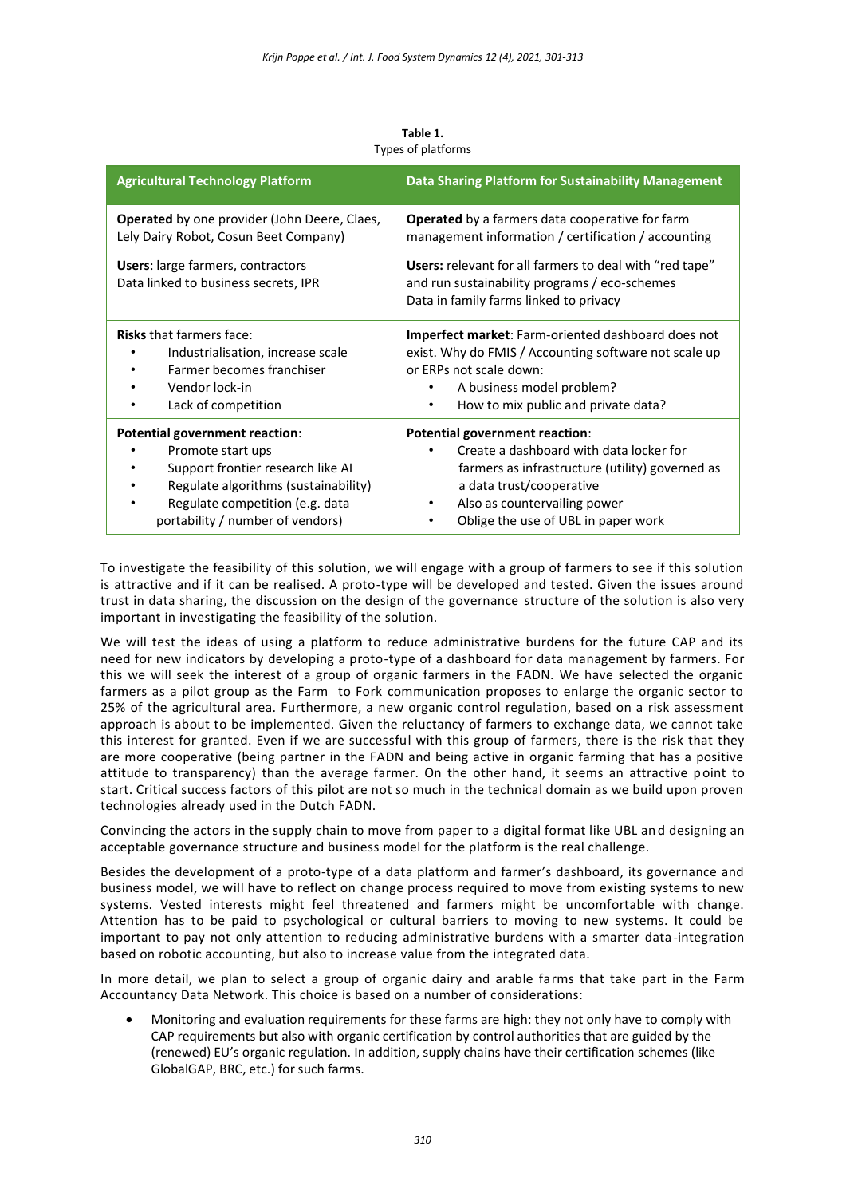**Table 1.**
Types of platforms

| Agricultural Technology Platform | Data Sharing Platform for Sustainability Management |
|---|---|
| **Operated** by one provider (John Deere, Claes, Lely Dairy Robot, Cosun Beet Company) | **Operated** by a farmers data cooperative for farm management information / certification / accounting |
| **Users**: large farmers, contractors<br>Data linked to business secrets, IPR | **Users:** relevant for all farmers to deal with "red tape" and run sustainability programs / eco-schemes<br>Data in family farms linked to privacy |
| **Risks** that farmers face:<br>• Industrialisation, increase scale<br>• Farmer becomes franchiser<br>• Vendor lock-in<br>• Lack of competition | **Imperfect market**: Farm-oriented dashboard does not exist. Why do FMIS / Accounting software not scale up or ERPs not scale down:<br>• A business model problem?<br>• How to mix public and private data? |
| **Potential government reaction**:<br>• Promote start ups<br>• Support frontier research like AI<br>• Regulate algorithms (sustainability)<br>• Regulate competition (e.g. data portability / number of vendors) | **Potential government reaction**:<br>• Create a dashboard with data locker for farmers as infrastructure (utility) governed as a data trust/cooperative<br>• Also as countervailing power<br>• Oblige the use of UBL in paper work |

To investigate the feasibility of this solution, we will engage with a group of farmers to see if this solution is attractive and if it can be realised. A proto-type will be developed and tested. Given the issues around trust in data sharing, the discussion on the design of the governance structure of the solution is also very important in investigating the feasibility of the solution.

We will test the ideas of using a platform to reduce administrative burdens for the future CAP and its need for new indicators by developing a proto-type of a dashboard for data management by farmers. For this we will seek the interest of a group of organic farmers in the FADN. We have selected the organic farmers as a pilot group as the Farm to Fork communication proposes to enlarge the organic sector to 25% of the agricultural area. Furthermore, a new organic control regulation, based on a risk assessment approach is about to be implemented. Given the reluctancy of farmers to exchange data, we cannot take this interest for granted. Even if we are successful with this group of farmers, there is the risk that they are more cooperative (being partner in the FADN and being active in organic farming that has a positive attitude to transparency) than the average farmer. On the other hand, it seems an attractive point to start. Critical success factors of this pilot are not so much in the technical domain as we build upon proven technologies already used in the Dutch FADN.

Convincing the actors in the supply chain to move from paper to a digital format like UBL and designing an acceptable governance structure and business model for the platform is the real challenge.

Besides the development of a proto-type of a data platform and farmer's dashboard, its governance and business model, we will have to reflect on change process required to move from existing systems to new systems. Vested interests might feel threatened and farmers might be uncomfortable with change. Attention has to be paid to psychological or cultural barriers to moving to new systems. It could be important to pay not only attention to reducing administrative burdens with a smarter data-integration based on robotic accounting, but also to increase value from the integrated data.

In more detail, we plan to select a group of organic dairy and arable farms that take part in the Farm Accountancy Data Network. This choice is based on a number of considerations:

- Monitoring and evaluation requirements for these farms are high: they not only have to comply with CAP requirements but also with organic certification by control authorities that are guided by the (renewed) EU's organic regulation. In addition, supply chains have their certification schemes (like GlobalGAP, BRC, etc.) for such farms.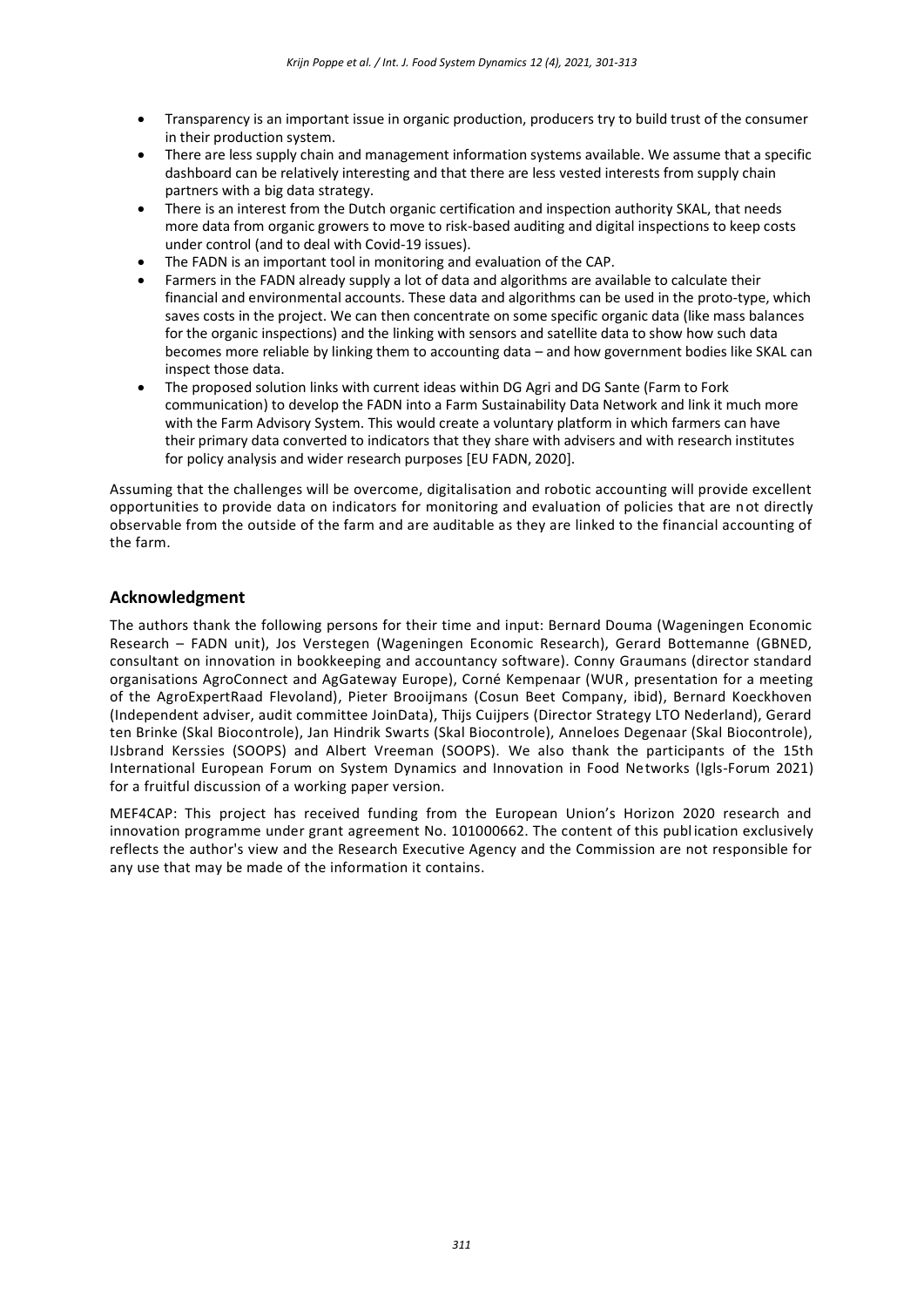- Transparency is an important issue in organic production, producers try to build trust of the consumer in their production system.
- There are less supply chain and management information systems available. We assume that a specific dashboard can be relatively interesting and that there are less vested interests from supply chain partners with a big data strategy.
- There is an interest from the Dutch organic certification and inspection authority SKAL, that needs more data from organic growers to move to risk-based auditing and digital inspections to keep costs under control (and to deal with Covid-19 issues).
- The FADN is an important tool in monitoring and evaluation of the CAP.
- Farmers in the FADN already supply a lot of data and algorithms are available to calculate their financial and environmental accounts. These data and algorithms can be used in the proto-type, which saves costs in the project. We can then concentrate on some specific organic data (like mass balances for the organic inspections) and the linking with sensors and satellite data to show how such data becomes more reliable by linking them to accounting data – and how government bodies like SKAL can inspect those data.
- The proposed solution links with current ideas within DG Agri and DG Sante (Farm to Fork communication) to develop the FADN into a Farm Sustainability Data Network and link it much more with the Farm Advisory System. This would create a voluntary platform in which farmers can have their primary data converted to indicators that they share with advisers and with research institutes for policy analysis and wider research purposes [EU FADN, 2020].

Assuming that the challenges will be overcome, digitalisation and robotic accounting will provide excellent opportunities to provide data on indicators for monitoring and evaluation of policies that are not directly observable from the outside of the farm and are auditable as they are linked to the financial accounting of the farm.

## Acknowledgment

The authors thank the following persons for their time and input: Bernard Douma (Wageningen Economic Research – FADN unit), Jos Verstegen (Wageningen Economic Research), Gerard Bottemanne (GBNED, consultant on innovation in bookkeeping and accountancy software). Conny Graumans (director standard organisations AgroConnect and AgGateway Europe), Corné Kempenaar (WUR, presentation for a meeting of the AgroExpertRaad Flevoland), Pieter Brooijmans (Cosun Beet Company, ibid), Bernard Koeckhoven (Independent adviser, audit committee JoinData), Thijs Cuijpers (Director Strategy LTO Nederland), Gerard ten Brinke (Skal Biocontrole), Jan Hindrik Swarts (Skal Biocontrole), Anneloes Degenaar (Skal Biocontrole), IJsbrand Kerssies (SOOPS) and Albert Vreeman (SOOPS). We also thank the participants of the 15th International European Forum on System Dynamics and Innovation in Food Networks (Igls-Forum 2021) for a fruitful discussion of a working paper version.

MEF4CAP: This project has received funding from the European Union's Horizon 2020 research and innovation programme under grant agreement No. 101000662. The content of this publication exclusively reflects the author's view and the Research Executive Agency and the Commission are not responsible for any use that may be made of the information it contains.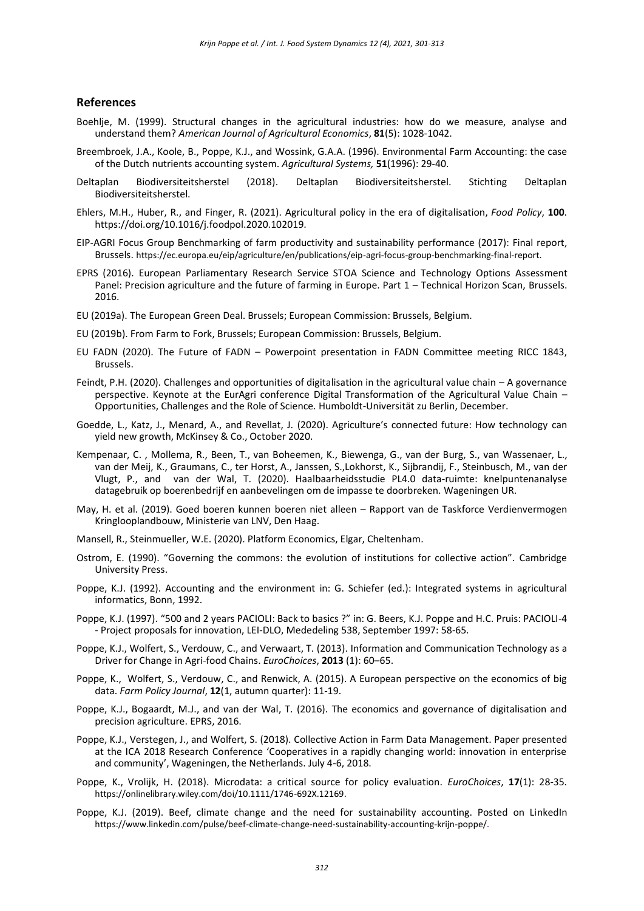## References

Boehlje, M. (1999). Structural changes in the agricultural industries: how do we measure, analyse and understand them? *American Journal of Agricultural Economics*, **81**(5): 1028-1042.

Breembroek, J.A., Koole, B., Poppe, K.J., and Wossink, G.A.A. (1996). Environmental Farm Accounting: the case of the Dutch nutrients accounting system. *Agricultural Systems,* **51**(1996): 29-40.

Deltaplan Biodiversiteitsherstel (2018). Deltaplan Biodiversiteitsherstel. Stichting Deltaplan Biodiversiteitsherstel.

Ehlers, M.H., Huber, R., and Finger, R. (2021). Agricultural policy in the era of digitalisation, *Food Policy*, **100**. https://doi.org/10.1016/j.foodpol.2020.102019.

EIP-AGRI Focus Group Benchmarking of farm productivity and sustainability performance (2017): Final report, Brussels. https://ec.europa.eu/eip/agriculture/en/publications/eip-agri-focus-group-benchmarking-final-report.

EPRS (2016). European Parliamentary Research Service STOA Science and Technology Options Assessment Panel: Precision agriculture and the future of farming in Europe. Part 1 – Technical Horizon Scan, Brussels. 2016.

EU (2019a). The European Green Deal. Brussels; European Commission: Brussels, Belgium.

EU (2019b). From Farm to Fork, Brussels; European Commission: Brussels, Belgium.

EU FADN (2020). The Future of FADN – Powerpoint presentation in FADN Committee meeting RICC 1843, Brussels.

Feindt, P.H. (2020). Challenges and opportunities of digitalisation in the agricultural value chain – A governance perspective. Keynote at the EurAgri conference Digital Transformation of the Agricultural Value Chain – Opportunities, Challenges and the Role of Science. Humboldt-Universität zu Berlin, December.

Goedde, L., Katz, J., Menard, A., and Revellat, J. (2020). Agriculture's connected future: How technology can yield new growth, McKinsey & Co., October 2020.

Kempenaar, C. , Mollema, R., Been, T., van Boheemen, K., Biewenga, G., van der Burg, S., van Wassenaer, L., van der Meij, K., Graumans, C., ter Horst, A., Janssen, S.,Lokhorst, K., Sijbrandij, F., Steinbusch, M., van der Vlugt, P., and van der Wal, T. (2020). Haalbaarheidsstudie PL4.0 data-ruimte: knelpuntenanalyse datagebruik op boerenbedrijf en aanbevelingen om de impasse te doorbreken. Wageningen UR.

May, H. et al. (2019). Goed boeren kunnen boeren niet alleen – Rapport van de Taskforce Verdienvermogen Kringlooplandbouw, Ministerie van LNV, Den Haag.

Mansell, R., Steinmueller, W.E. (2020). Platform Economics, Elgar, Cheltenham.

Ostrom, E. (1990). "Governing the commons: the evolution of institutions for collective action". Cambridge University Press.

Poppe, K.J. (1992). Accounting and the environment in: G. Schiefer (ed.): Integrated systems in agricultural informatics, Bonn, 1992.

Poppe, K.J. (1997). "500 and 2 years PACIOLI: Back to basics ?" in: G. Beers, K.J. Poppe and H.C. Pruis: PACIOLI-4 - Project proposals for innovation, LEI-DLO, Mededeling 538, September 1997: 58-65.

Poppe, K.J., Wolfert, S., Verdouw, C., and Verwaart, T. (2013). Information and Communication Technology as a Driver for Change in Agri-food Chains. *EuroChoices*, **2013** (1): 60–65.

Poppe, K., Wolfert, S., Verdouw, C., and Renwick, A. (2015). A European perspective on the economics of big data. *Farm Policy Journal*, **12**(1, autumn quarter): 11-19.

Poppe, K.J., Bogaardt, M.J., and van der Wal, T. (2016). The economics and governance of digitalisation and precision agriculture. EPRS, 2016.

Poppe, K.J., Verstegen, J., and Wolfert, S. (2018). Collective Action in Farm Data Management. Paper presented at the ICA 2018 Research Conference 'Cooperatives in a rapidly changing world: innovation in enterprise and community', Wageningen, the Netherlands. July 4-6, 2018.

Poppe, K., Vrolijk, H. (2018). Microdata: a critical source for policy evaluation. *EuroChoices*, **17**(1): 28-35. https://onlinelibrary.wiley.com/doi/10.1111/1746-692X.12169.

Poppe, K.J. (2019). Beef, climate change and the need for sustainability accounting. Posted on LinkedIn https://www.linkedin.com/pulse/beef-climate-change-need-sustainability-accounting-krijn-poppe/.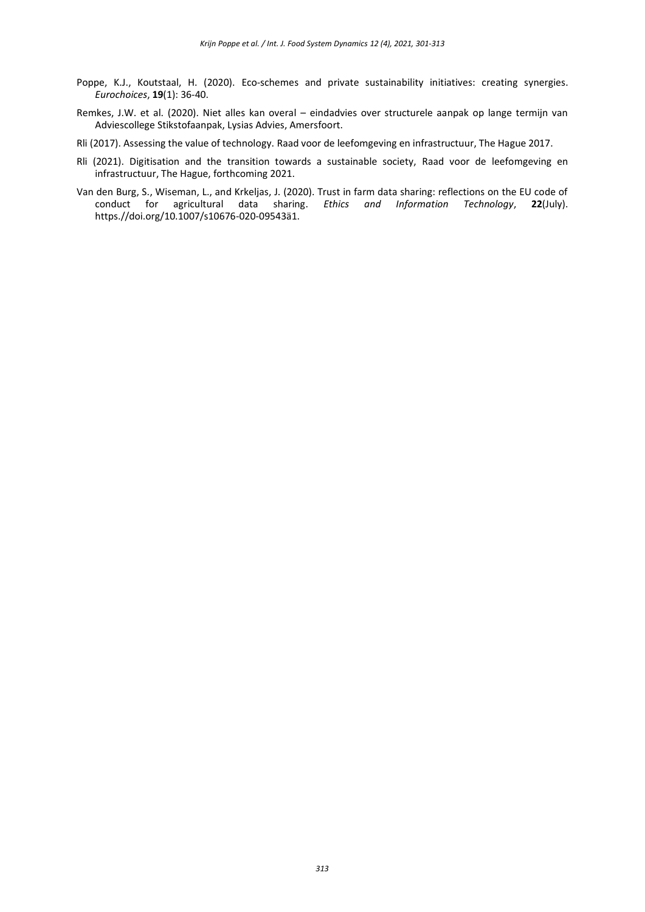Poppe, K.J., Koutstaal, H. (2020). Eco-schemes and private sustainability initiatives: creating synergies. *Eurochoices*, **19**(1): 36-40.

Remkes, J.W. et al. (2020). Niet alles kan overal – eindadvies over structurele aanpak op lange termijn van Adviescollege Stikstofaanpak, Lysias Advies, Amersfoort.

Rli (2017). Assessing the value of technology. Raad voor de leefomgeving en infrastructuur, The Hague 2017.

Rli (2021). Digitisation and the transition towards a sustainable society, Raad voor de leefomgeving en infrastructuur, The Hague, forthcoming 2021.

Van den Burg, S., Wiseman, L., and Krkeljas, J. (2020). Trust in farm data sharing: reflections on the EU code of conduct for agricultural data sharing. *Ethics and Information Technology*, **22**(July). https://doi.org/10.1007/s10676-020-09543ä1.